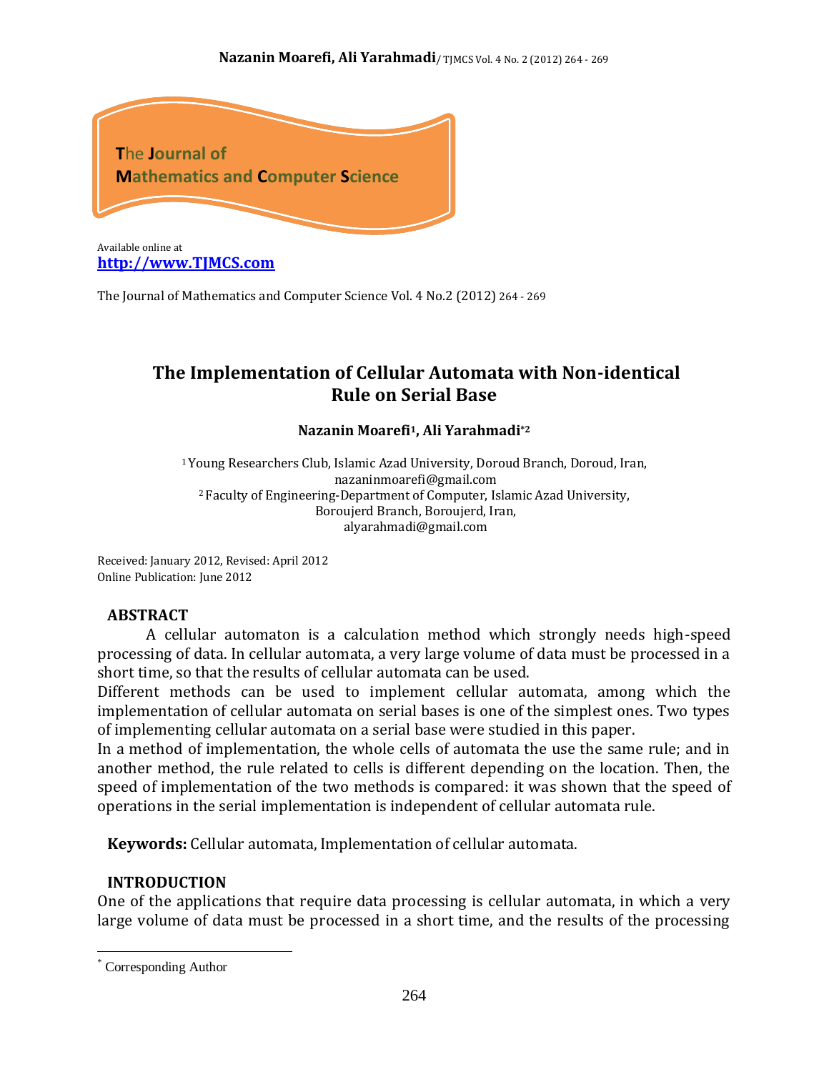The Journal of Mathematics and Computer Science

Available online at
**http://www.TJMCS.com**

The Journal of Mathematics and Computer Science Vol. 4 No.2 (2012) 264 - 269

# The Implementation of Cellular Automata with Non-identical Rule on Serial Base

**Nazanin Moarefi[1], Ali Yarahmadi[*2]**

[1] Young Researchers Club, Islamic Azad University, Doroud Branch, Doroud, Iran,
nazaninmoarefi@gmail.com
[2] Faculty of Engineering-Department of Computer, Islamic Azad University,
Boroujerd Branch, Boroujerd, Iran,
alyarahmadi@gmail.com

Received: January 2012, Revised: April 2012
Online Publication: June 2012

## ABSTRACT

A cellular automaton is a calculation method which strongly needs high-speed processing of data. In cellular automata, a very large volume of data must be processed in a short time, so that the results of cellular automata can be used.
Different methods can be used to implement cellular automata, among which the implementation of cellular automata on serial bases is one of the simplest ones. Two types of implementing cellular automata on a serial base were studied in this paper.
In a method of implementation, the whole cells of automata the use the same rule; and in another method, the rule related to cells is different depending on the location. Then, the speed of implementation of the two methods is compared: it was shown that the speed of operations in the serial implementation is independent of cellular automata rule.

**Keywords:** Cellular automata, Implementation of cellular automata.

## INTRODUCTION

One of the applications that require data processing is cellular automata, in which a very large volume of data must be processed in a short time, and the results of the processing

[*] Corresponding Author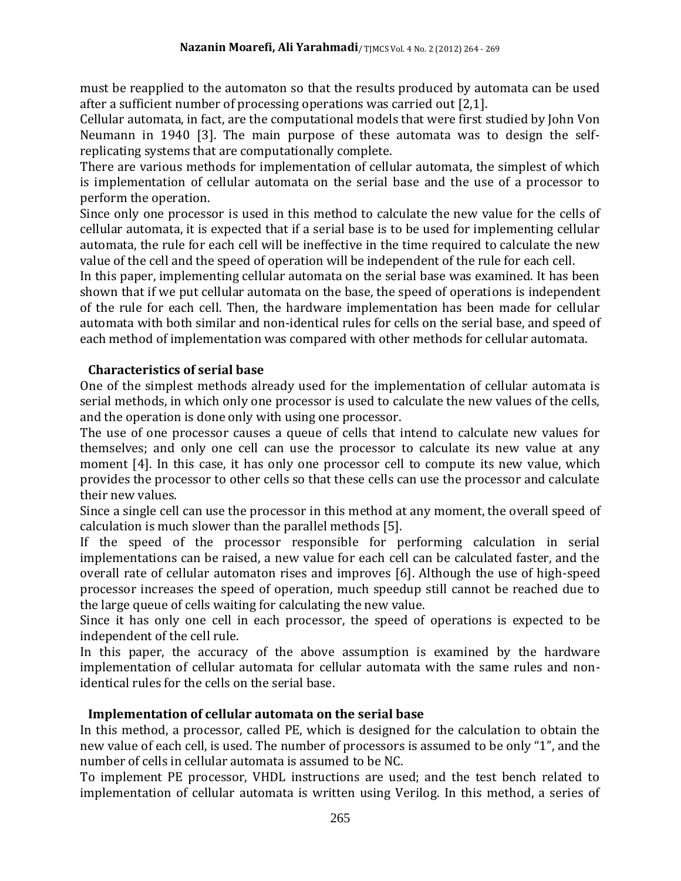must be reapplied to the automaton so that the results produced by automata can be used after a sufficient number of processing operations was carried out [2,1].

Cellular automata, in fact, are the computational models that were first studied by John Von Neumann in 1940 [3]. The main purpose of these automata was to design the self-replicating systems that are computationally complete.

There are various methods for implementation of cellular automata, the simplest of which is implementation of cellular automata on the serial base and the use of a processor to perform the operation.

Since only one processor is used in this method to calculate the new value for the cells of cellular automata, it is expected that if a serial base is to be used for implementing cellular automata, the rule for each cell will be ineffective in the time required to calculate the new value of the cell and the speed of operation will be independent of the rule for each cell.

In this paper, implementing cellular automata on the serial base was examined. It has been shown that if we put cellular automata on the base, the speed of operations is independent of the rule for each cell. Then, the hardware implementation has been made for cellular automata with both similar and non-identical rules for cells on the serial base, and speed of each method of implementation was compared with other methods for cellular automata.

## Characteristics of serial base

One of the simplest methods already used for the implementation of cellular automata is serial methods, in which only one processor is used to calculate the new values of the cells, and the operation is done only with using one processor.

The use of one processor causes a queue of cells that intend to calculate new values for themselves; and only one cell can use the processor to calculate its new value at any moment [4]. In this case, it has only one processor cell to compute its new value, which provides the processor to other cells so that these cells can use the processor and calculate their new values.

Since a single cell can use the processor in this method at any moment, the overall speed of calculation is much slower than the parallel methods [5].

If the speed of the processor responsible for performing calculation in serial implementations can be raised, a new value for each cell can be calculated faster, and the overall rate of cellular automaton rises and improves [6]. Although the use of high-speed processor increases the speed of operation, much speedup still cannot be reached due to the large queue of cells waiting for calculating the new value.

Since it has only one cell in each processor, the speed of operations is expected to be independent of the cell rule.

In this paper, the accuracy of the above assumption is examined by the hardware implementation of cellular automata for cellular automata with the same rules and non-identical rules for the cells on the serial base.

## Implementation of cellular automata on the serial base

In this method, a processor, called PE, which is designed for the calculation to obtain the new value of each cell, is used. The number of processors is assumed to be only "1", and the number of cells in cellular automata is assumed to be NC.

To implement PE processor, VHDL instructions are used; and the test bench related to implementation of cellular automata is written using Verilog. In this method, a series of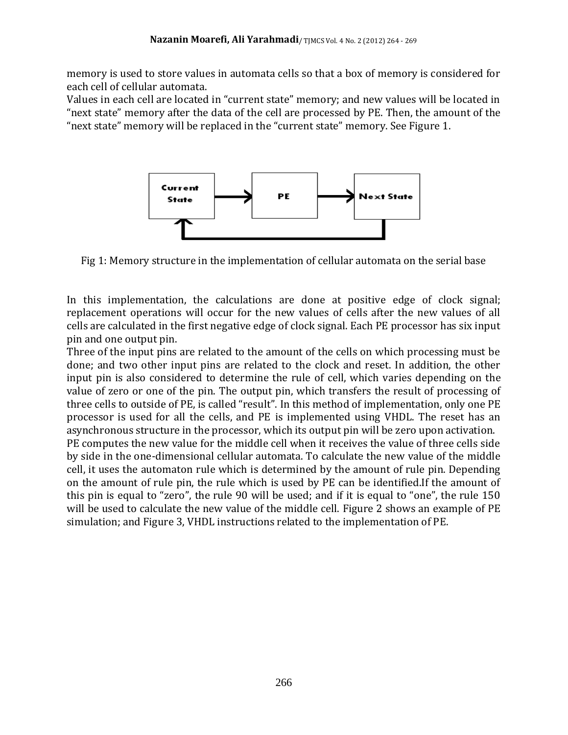memory is used to store values in automata cells so that a box of memory is considered for each cell of cellular automata.

Values in each cell are located in "current state" memory; and new values will be located in "next state" memory after the data of the cell are processed by PE. Then, the amount of the "next state" memory will be replaced in the "current state" memory. See Figure 1.

Fig 1: Memory structure in the implementation of cellular automata on the serial base

In this implementation, the calculations are done at positive edge of clock signal; replacement operations will occur for the new values of cells after the new values of all cells are calculated in the first negative edge of clock signal. Each PE processor has six input pin and one output pin.

Three of the input pins are related to the amount of the cells on which processing must be done; and two other input pins are related to the clock and reset. In addition, the other input pin is also considered to determine the rule of cell, which varies depending on the value of zero or one of the pin. The output pin, which transfers the result of processing of three cells to outside of PE, is called "result". In this method of implementation, only one PE processor is used for all the cells, and PE is implemented using VHDL. The reset has an asynchronous structure in the processor, which its output pin will be zero upon activation.

PE computes the new value for the middle cell when it receives the value of three cells side by side in the one-dimensional cellular automata. To calculate the new value of the middle cell, it uses the automaton rule which is determined by the amount of rule pin. Depending on the amount of rule pin, the rule which is used by PE can be identified.If the amount of this pin is equal to "zero", the rule 90 will be used; and if it is equal to "one", the rule 150 will be used to calculate the new value of the middle cell. Figure 2 shows an example of PE simulation; and Figure 3, VHDL instructions related to the implementation of PE.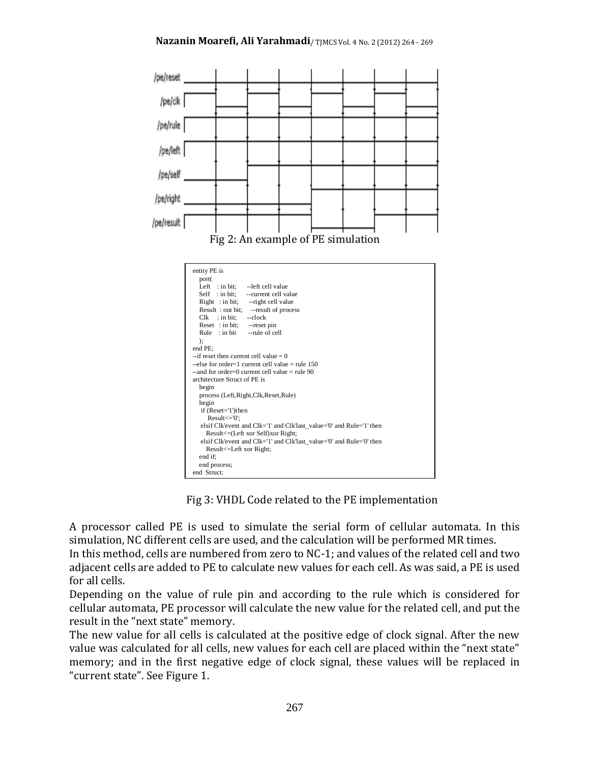/pe/reset

/pe/clk

/pe/rule

/pe/left

/pe/self

/pe/right

/pe/result

Fig 2: An example of PE simulation

```
entity PE is
   port(
   Left   : in bit;      --left cell value
   Self   : in bit;      --current cell value
   Right  : in bit;      --right cell value
   Result : out bit;     --result of process
   Clk    : in bit;      --clock
   Reset  : in bit;      --reset pin
   Rule   : in bit       --rule of cell
   );
end PE;
--if reset then current cell value = 0
--else for order=1 current cell value = rule 150
--and for order=0 current cell value = rule 90
architecture Struct of PE is
   begin
   process (Left,Right,Clk,Reset,Rule)
   begin
    if (Reset='1')then
       Result<='0';
    elsif Clk'event and Clk='1' and Clk'last_value='0' and Rule='1' then
      Result<=(Left xor Self)xor Right;
    elsif Clk'event and Clk='1' and Clk'last_value='0' and Rule='0' then
      Result<=Left xor Right;
   end if;
   end process;
end  Struct;
```

Fig 3: VHDL Code related to the PE implementation

A processor called PE is used to simulate the serial form of cellular automata. In this simulation, NC different cells are used, and the calculation will be performed MR times.

In this method, cells are numbered from zero to NC-1; and values of the related cell and two adjacent cells are added to PE to calculate new values for each cell. As was said, a PE is used for all cells.

Depending on the value of rule pin and according to the rule which is considered for cellular automata, PE processor will calculate the new value for the related cell, and put the result in the "next state" memory.

The new value for all cells is calculated at the positive edge of clock signal. After the new value was calculated for all cells, new values for each cell are placed within the "next state" memory; and in the first negative edge of clock signal, these values will be replaced in "current state". See Figure 1.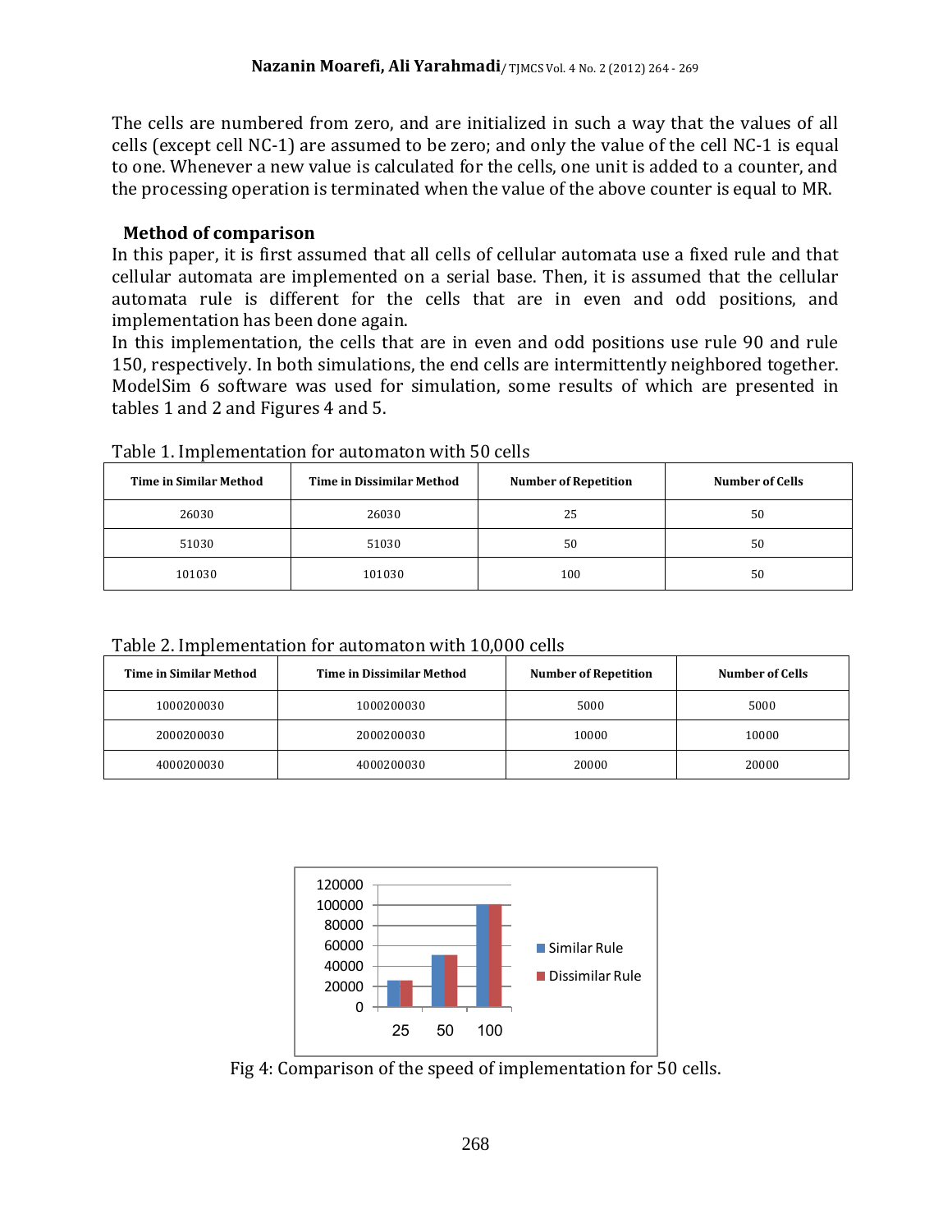The cells are numbered from zero, and are initialized in such a way that the values of all cells (except cell NC-1) are assumed to be zero; and only the value of the cell NC-1 is equal to one. Whenever a new value is calculated for the cells, one unit is added to a counter, and the processing operation is terminated when the value of the above counter is equal to MR.

### Method of comparison

In this paper, it is first assumed that all cells of cellular automata use a fixed rule and that cellular automata are implemented on a serial base. Then, it is assumed that the cellular automata rule is different for the cells that are in even and odd positions, and implementation has been done again.

In this implementation, the cells that are in even and odd positions use rule 90 and rule 150, respectively. In both simulations, the end cells are intermittently neighbored together. ModelSim 6 software was used for simulation, some results of which are presented in tables 1 and 2 and Figures 4 and 5.

Table 1. Implementation for automaton with 50 cells

| Time in Similar Method | Time in Dissimilar Method | Number of Repetition | Number of Cells |
|---|---|---|---|
| 26030 | 26030 | 25 | 50 |
| 51030 | 51030 | 50 | 50 |
| 101030 | 101030 | 100 | 50 |

Table 2. Implementation for automaton with 10,000 cells

| Time in Similar Method | Time in Dissimilar Method | Number of Repetition | Number of Cells |
|---|---|---|---|
| 1000200030 | 1000200030 | 5000 | 5000 |
| 2000200030 | 2000200030 | 10000 | 10000 |
| 4000200030 | 4000200030 | 20000 | 20000 |

Fig 4: Comparison of the speed of implementation for 50 cells.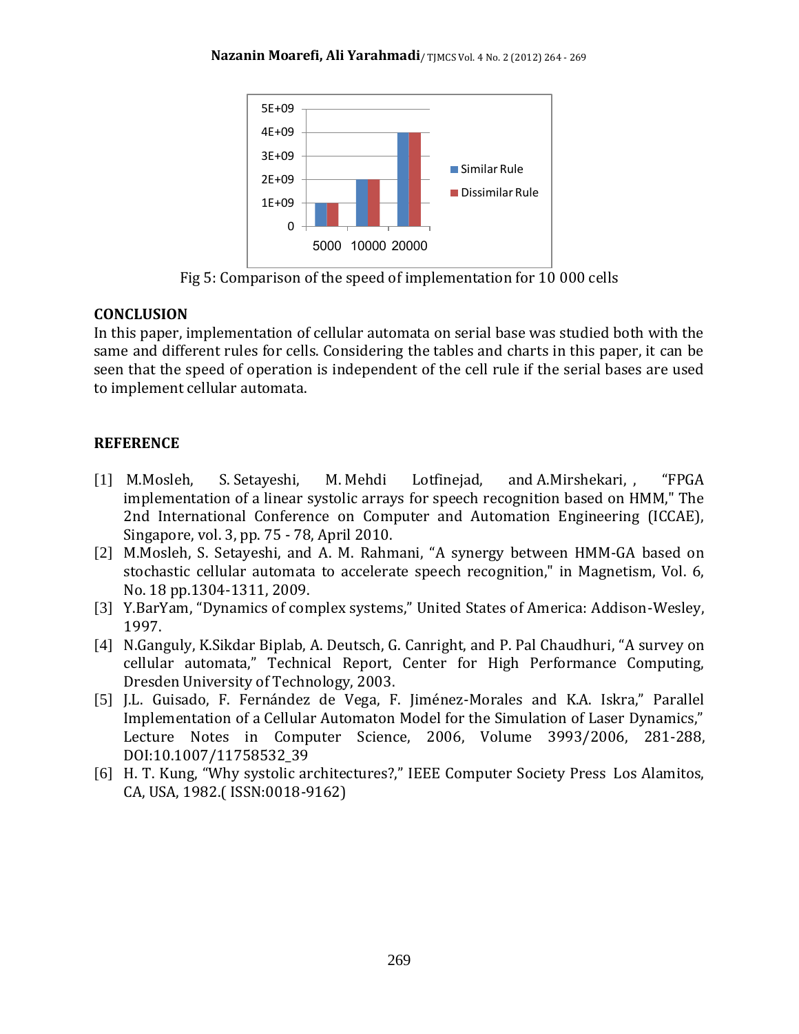5E+09
4E+09
3E+09
2E+09
1E+09
0

5000 10000 20000

Similar Rule
Dissimilar Rule

Fig 5: Comparison of the speed of implementation for 10 000 cells

## CONCLUSION

In this paper, implementation of cellular automata on serial base was studied both with the same and different rules for cells. Considering the tables and charts in this paper, it can be seen that the speed of operation is independent of the cell rule if the serial bases are used to implement cellular automata.

## REFERENCE

[1] M.Mosleh, S. Setayeshi, M. Mehdi Lotfinejad, and A.Mirshekari, , "FPGA implementation of a linear systolic arrays for speech recognition based on HMM," The 2nd International Conference on Computer and Automation Engineering (ICCAE), Singapore, vol. 3, pp. 75 - 78, April 2010.

[2] M.Mosleh, S. Setayeshi, and A. M. Rahmani, "A synergy between HMM-GA based on stochastic cellular automata to accelerate speech recognition," in Magnetism, Vol. 6, No. 18 pp.1304-1311, 2009.

[3] Y.BarYam, "Dynamics of complex systems," United States of America: Addison-Wesley, 1997.

[4] N.Ganguly, K.Sikdar Biplab, A. Deutsch, G. Canright, and P. Pal Chaudhuri, "A survey on cellular automata," Technical Report, Center for High Performance Computing, Dresden University of Technology, 2003.

[5] J.L. Guisado, F. Fernández de Vega, F. Jiménez-Morales and K.A. Iskra," Parallel Implementation of a Cellular Automaton Model for the Simulation of Laser Dynamics," Lecture Notes in Computer Science, 2006, Volume 3993/2006, 281-288, DOI:10.1007/11758532_39

[6] H. T. Kung, "Why systolic architectures?," IEEE Computer Society Press Los Alamitos, CA, USA, 1982.( ISSN:0018-9162)